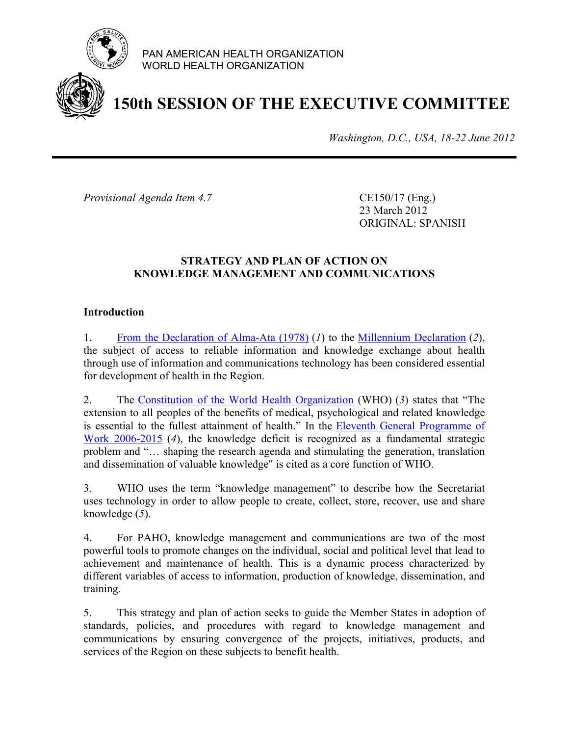PAN AMERICAN HEALTH ORGANIZATION
WORLD HEALTH ORGANIZATION

# 150th SESSION OF THE EXECUTIVE COMMITTEE

*Washington, D.C., USA, 18-22 June 2012*

---

*Provisional Agenda Item 4.7*

CE150/17 (Eng.)
23 March 2012
ORIGINAL: SPANISH

## STRATEGY AND PLAN OF ACTION ON KNOWLEDGE MANAGEMENT AND COMMUNICATIONS

### Introduction

1. From the Declaration of Alma-Ata (1978) (*1*) to the Millennium Declaration (*2*), the subject of access to reliable information and knowledge exchange about health through use of information and communications technology has been considered essential for development of health in the Region.

2. The Constitution of the World Health Organization (WHO) (*3*) states that "The extension to all peoples of the benefits of medical, psychological and related knowledge is essential to the fullest attainment of health." In the Eleventh General Programme of Work 2006-2015 (*4*), the knowledge deficit is recognized as a fundamental strategic problem and "… shaping the research agenda and stimulating the generation, translation and dissemination of valuable knowledge" is cited as a core function of WHO.

3. WHO uses the term "knowledge management" to describe how the Secretariat uses technology in order to allow people to create, collect, store, recover, use and share knowledge (*5*).

4. For PAHO, knowledge management and communications are two of the most powerful tools to promote changes on the individual, social and political level that lead to achievement and maintenance of health. This is a dynamic process characterized by different variables of access to information, production of knowledge, dissemination, and training.

5. This strategy and plan of action seeks to guide the Member States in adoption of standards, policies, and procedures with regard to knowledge management and communications by ensuring convergence of the projects, initiatives, products, and services of the Region on these subjects to benefit health.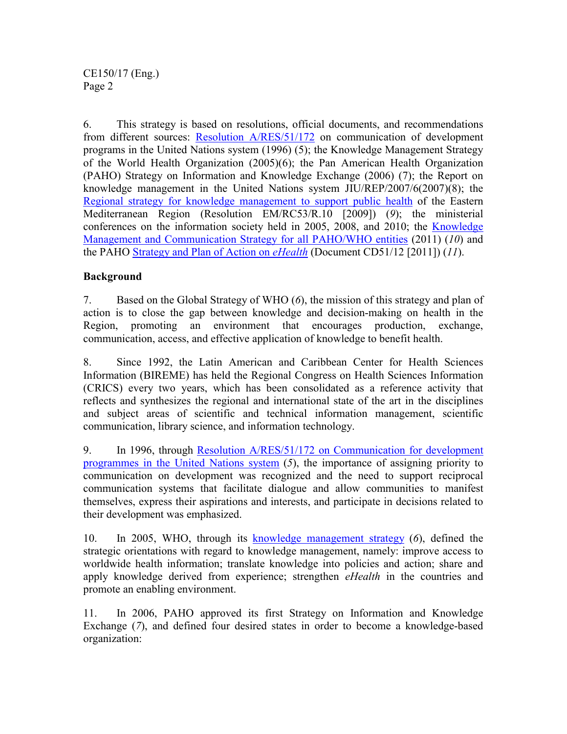6. This strategy is based on resolutions, official documents, and recommendations from different sources: Resolution A/RES/51/172 on communication of development programs in the United Nations system (1996) (5); the Knowledge Management Strategy of the World Health Organization (2005)(6); the Pan American Health Organization (PAHO) Strategy on Information and Knowledge Exchange (2006) (7); the Report on knowledge management in the United Nations system JIU/REP/2007/6(2007)(8); the Regional strategy for knowledge management to support public health of the Eastern Mediterranean Region (Resolution EM/RC53/R.10 [2009]) (*9*); the ministerial conferences on the information society held in 2005, 2008, and 2010; the Knowledge Management and Communication Strategy for all PAHO/WHO entities (2011) (*10*) and the PAHO Strategy and Plan of Action on *eHealth* (Document CD51/12 [2011]) (*11*).

## Background

7. Based on the Global Strategy of WHO (*6*), the mission of this strategy and plan of action is to close the gap between knowledge and decision-making on health in the Region, promoting an environment that encourages production, exchange, communication, access, and effective application of knowledge to benefit health.

8. Since 1992, the Latin American and Caribbean Center for Health Sciences Information (BIREME) has held the Regional Congress on Health Sciences Information (CRICS) every two years, which has been consolidated as a reference activity that reflects and synthesizes the regional and international state of the art in the disciplines and subject areas of scientific and technical information management, scientific communication, library science, and information technology.

9. In 1996, through Resolution A/RES/51/172 on Communication for development programmes in the United Nations system (*5*), the importance of assigning priority to communication on development was recognized and the need to support reciprocal communication systems that facilitate dialogue and allow communities to manifest themselves, express their aspirations and interests, and participate in decisions related to their development was emphasized.

10. In 2005, WHO, through its knowledge management strategy (*6*), defined the strategic orientations with regard to knowledge management, namely: improve access to worldwide health information; translate knowledge into policies and action; share and apply knowledge derived from experience; strengthen *eHealth* in the countries and promote an enabling environment.

11. In 2006, PAHO approved its first Strategy on Information and Knowledge Exchange (*7*), and defined four desired states in order to become a knowledge-based organization: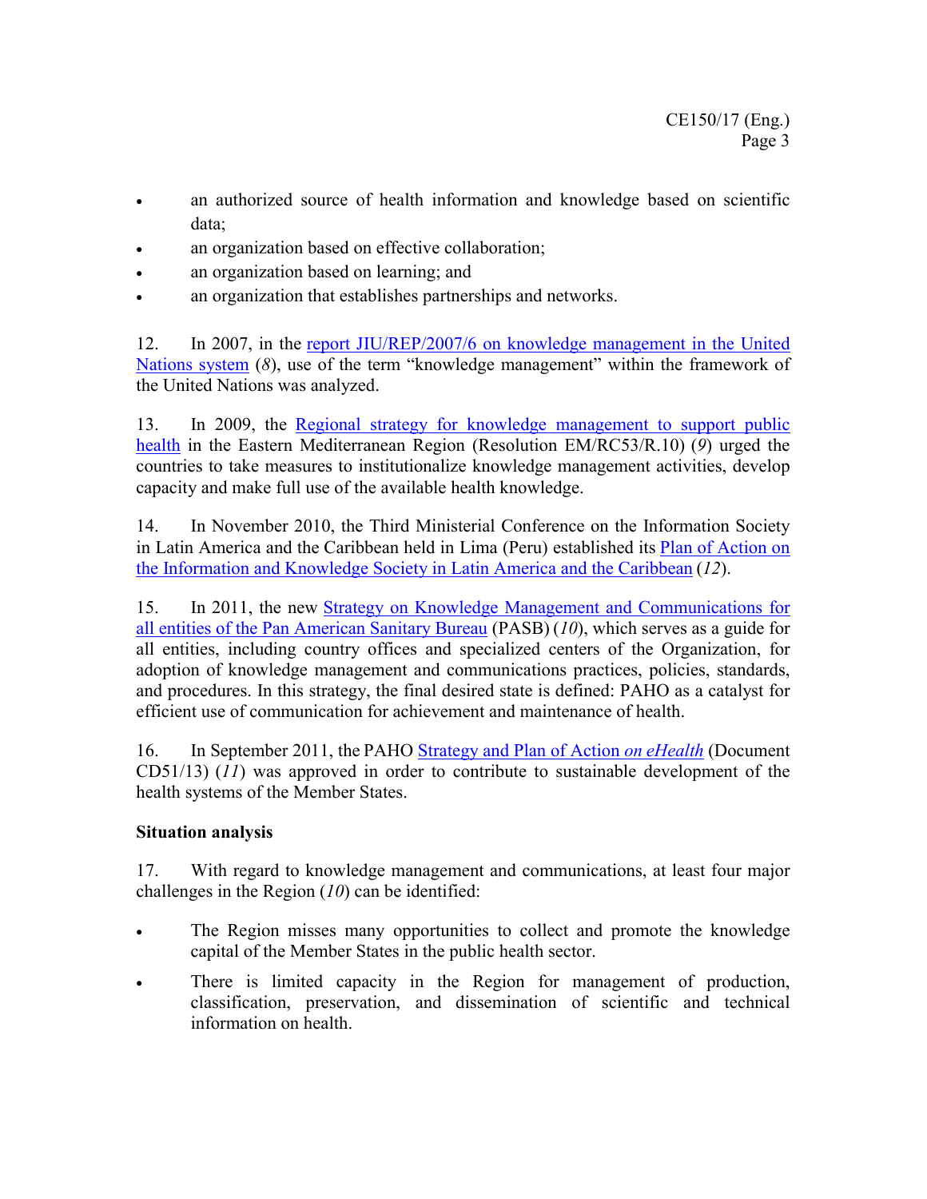- an authorized source of health information and knowledge based on scientific data;
- an organization based on effective collaboration;
- an organization based on learning; and
- an organization that establishes partnerships and networks.

12. In 2007, in the report JIU/REP/2007/6 on knowledge management in the United Nations system (*8*), use of the term "knowledge management" within the framework of the United Nations was analyzed.

13. In 2009, the Regional strategy for knowledge management to support public health in the Eastern Mediterranean Region (Resolution EM/RC53/R.10) (*9*) urged the countries to take measures to institutionalize knowledge management activities, develop capacity and make full use of the available health knowledge.

14. In November 2010, the Third Ministerial Conference on the Information Society in Latin America and the Caribbean held in Lima (Peru) established its Plan of Action on the Information and Knowledge Society in Latin America and the Caribbean (*12*).

15. In 2011, the new Strategy on Knowledge Management and Communications for all entities of the Pan American Sanitary Bureau (PASB) (*10*), which serves as a guide for all entities, including country offices and specialized centers of the Organization, for adoption of knowledge management and communications practices, policies, standards, and procedures. In this strategy, the final desired state is defined: PAHO as a catalyst for efficient use of communication for achievement and maintenance of health.

16. In September 2011, the PAHO Strategy and Plan of Action *on eHealth* (Document CD51/13) (*11*) was approved in order to contribute to sustainable development of the health systems of the Member States.

**Situation analysis**

17. With regard to knowledge management and communications, at least four major challenges in the Region (*10*) can be identified:

- The Region misses many opportunities to collect and promote the knowledge capital of the Member States in the public health sector.
- There is limited capacity in the Region for management of production, classification, preservation, and dissemination of scientific and technical information on health.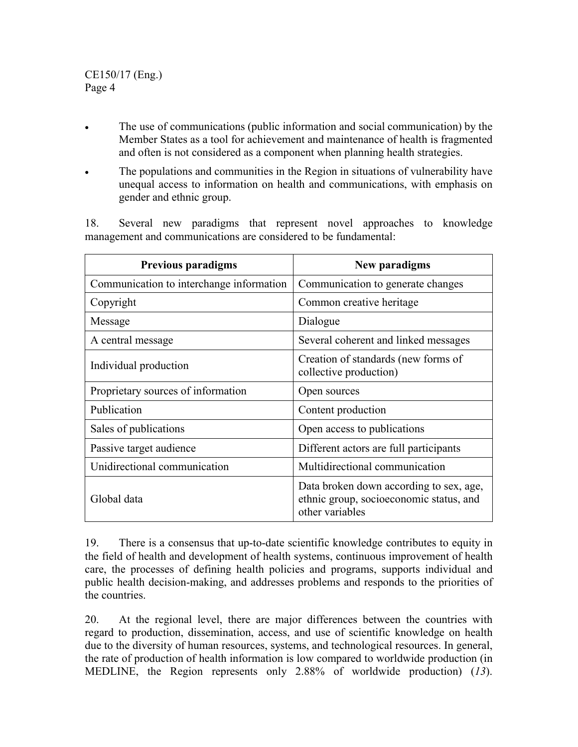- The use of communications (public information and social communication) by the Member States as a tool for achievement and maintenance of health is fragmented and often is not considered as a component when planning health strategies.
- The populations and communities in the Region in situations of vulnerability have unequal access to information on health and communications, with emphasis on gender and ethnic group.

18. Several new paradigms that represent novel approaches to knowledge management and communications are considered to be fundamental:

| Previous paradigms | New paradigms |
|---|---|
| Communication to interchange information | Communication to generate changes |
| Copyright | Common creative heritage |
| Message | Dialogue |
| A central message | Several coherent and linked messages |
| Individual production | Creation of standards (new forms of collective production) |
| Proprietary sources of information | Open sources |
| Publication | Content production |
| Sales of publications | Open access to publications |
| Passive target audience | Different actors are full participants |
| Unidirectional communication | Multidirectional communication |
| Global data | Data broken down according to sex, age, ethnic group, socioeconomic status, and other variables |

19. There is a consensus that up-to-date scientific knowledge contributes to equity in the field of health and development of health systems, continuous improvement of health care, the processes of defining health policies and programs, supports individual and public health decision-making, and addresses problems and responds to the priorities of the countries.

20. At the regional level, there are major differences between the countries with regard to production, dissemination, access, and use of scientific knowledge on health due to the diversity of human resources, systems, and technological resources. In general, the rate of production of health information is low compared to worldwide production (in MEDLINE, the Region represents only 2.88% of worldwide production) (*13*).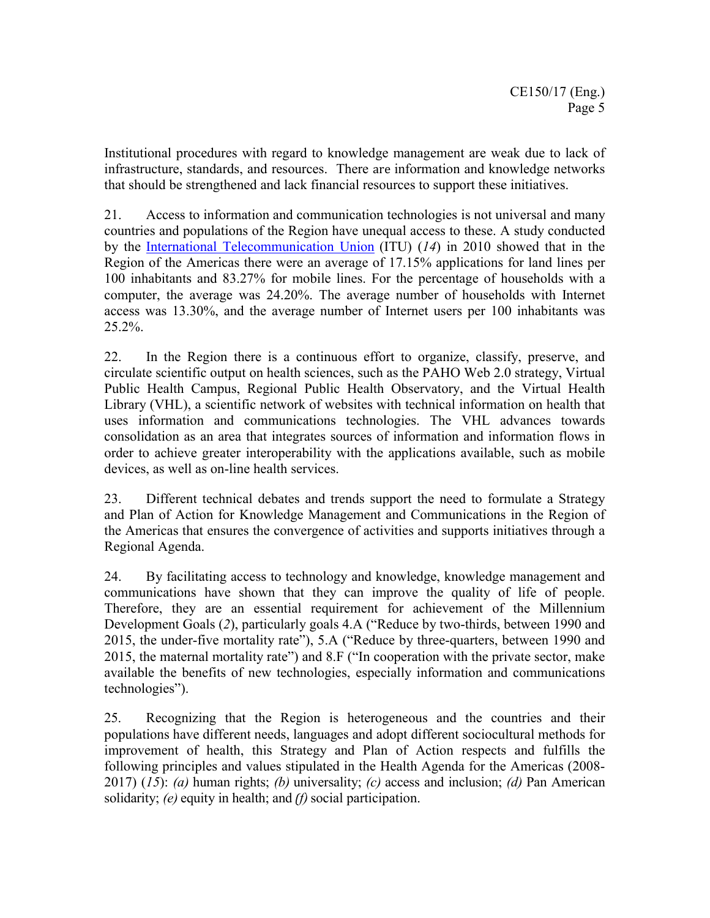Institutional procedures with regard to knowledge management are weak due to lack of infrastructure, standards, and resources. There are information and knowledge networks that should be strengthened and lack financial resources to support these initiatives.

21. Access to information and communication technologies is not universal and many countries and populations of the Region have unequal access to these. A study conducted by the International Telecommunication Union (ITU) (*14*) in 2010 showed that in the Region of the Americas there were an average of 17.15% applications for land lines per 100 inhabitants and 83.27% for mobile lines. For the percentage of households with a computer, the average was 24.20%. The average number of households with Internet access was 13.30%, and the average number of Internet users per 100 inhabitants was 25.2%.

22. In the Region there is a continuous effort to organize, classify, preserve, and circulate scientific output on health sciences, such as the PAHO Web 2.0 strategy, Virtual Public Health Campus, Regional Public Health Observatory, and the Virtual Health Library (VHL), a scientific network of websites with technical information on health that uses information and communications technologies. The VHL advances towards consolidation as an area that integrates sources of information and information flows in order to achieve greater interoperability with the applications available, such as mobile devices, as well as on-line health services.

23. Different technical debates and trends support the need to formulate a Strategy and Plan of Action for Knowledge Management and Communications in the Region of the Americas that ensures the convergence of activities and supports initiatives through a Regional Agenda.

24. By facilitating access to technology and knowledge, knowledge management and communications have shown that they can improve the quality of life of people. Therefore, they are an essential requirement for achievement of the Millennium Development Goals (*2*), particularly goals 4.A ("Reduce by two-thirds, between 1990 and 2015, the under-five mortality rate"), 5.A ("Reduce by three-quarters, between 1990 and 2015, the maternal mortality rate") and 8.F ("In cooperation with the private sector, make available the benefits of new technologies, especially information and communications technologies").

25. Recognizing that the Region is heterogeneous and the countries and their populations have different needs, languages and adopt different sociocultural methods for improvement of health, this Strategy and Plan of Action respects and fulfills the following principles and values stipulated in the Health Agenda for the Americas (2008-2017) (*15*): *(a)* human rights; *(b)* universality; *(c)* access and inclusion; *(d)* Pan American solidarity; *(e)* equity in health; and *(f)* social participation.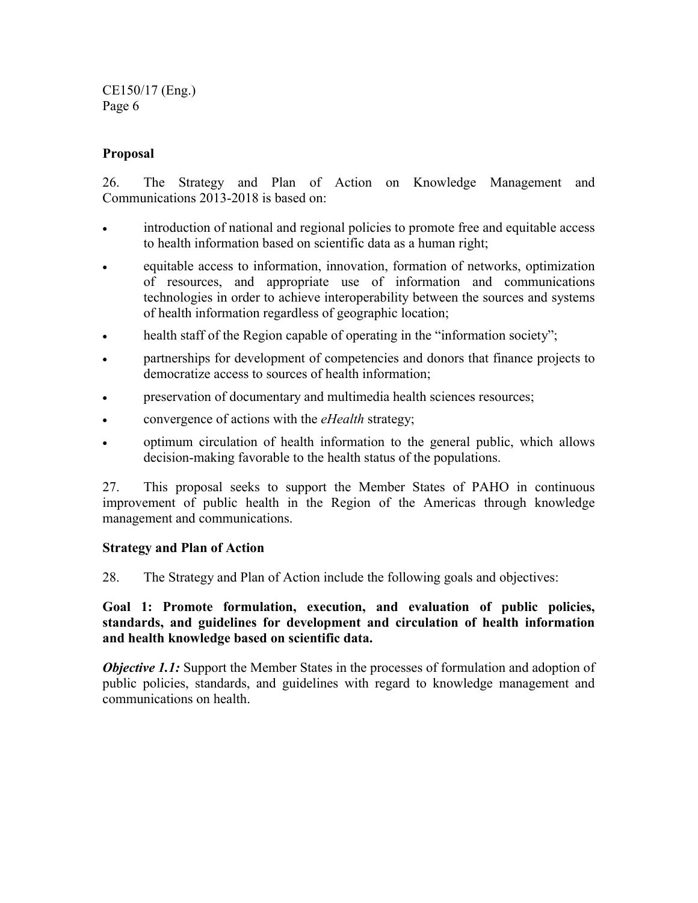**Proposal**

26. The Strategy and Plan of Action on Knowledge Management and Communications 2013-2018 is based on:

- introduction of national and regional policies to promote free and equitable access to health information based on scientific data as a human right;
- equitable access to information, innovation, formation of networks, optimization of resources, and appropriate use of information and communications technologies in order to achieve interoperability between the sources and systems of health information regardless of geographic location;
- health staff of the Region capable of operating in the "information society";
- partnerships for development of competencies and donors that finance projects to democratize access to sources of health information;
- preservation of documentary and multimedia health sciences resources;
- convergence of actions with the *eHealth* strategy;
- optimum circulation of health information to the general public, which allows decision-making favorable to the health status of the populations.

27. This proposal seeks to support the Member States of PAHO in continuous improvement of public health in the Region of the Americas through knowledge management and communications.

**Strategy and Plan of Action**

28. The Strategy and Plan of Action include the following goals and objectives:

**Goal 1: Promote formulation, execution, and evaluation of public policies, standards, and guidelines for development and circulation of health information and health knowledge based on scientific data.**

***Objective 1.1:*** Support the Member States in the processes of formulation and adoption of public policies, standards, and guidelines with regard to knowledge management and communications on health.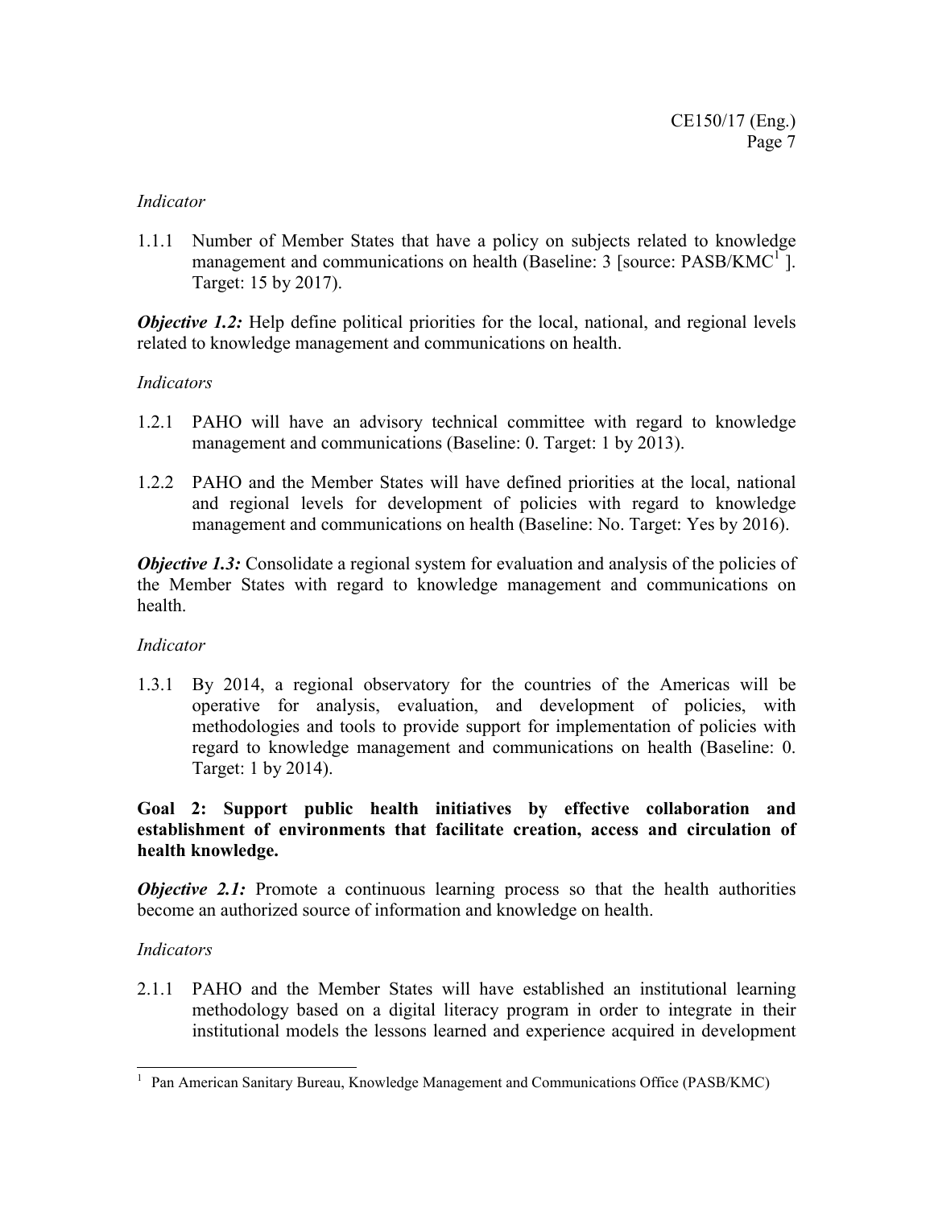*Indicator*

1.1.1 Number of Member States that have a policy on subjects related to knowledge management and communications on health (Baseline: 3 [source: PASB/KMC[1] ]. Target: 15 by 2017).

***Objective 1.2:*** Help define political priorities for the local, national, and regional levels related to knowledge management and communications on health.

*Indicators*

1.2.1 PAHO will have an advisory technical committee with regard to knowledge management and communications (Baseline: 0. Target: 1 by 2013).

1.2.2 PAHO and the Member States will have defined priorities at the local, national and regional levels for development of policies with regard to knowledge management and communications on health (Baseline: No. Target: Yes by 2016).

***Objective 1.3:*** Consolidate a regional system for evaluation and analysis of the policies of the Member States with regard to knowledge management and communications on health.

*Indicator*

1.3.1 By 2014, a regional observatory for the countries of the Americas will be operative for analysis, evaluation, and development of policies, with methodologies and tools to provide support for implementation of policies with regard to knowledge management and communications on health (Baseline: 0. Target: 1 by 2014).

**Goal 2: Support public health initiatives by effective collaboration and establishment of environments that facilitate creation, access and circulation of health knowledge.**

***Objective 2.1:*** Promote a continuous learning process so that the health authorities become an authorized source of information and knowledge on health.

*Indicators*

2.1.1 PAHO and the Member States will have established an institutional learning methodology based on a digital literacy program in order to integrate in their institutional models the lessons learned and experience acquired in development

---

[1] Pan American Sanitary Bureau, Knowledge Management and Communications Office (PASB/KMC)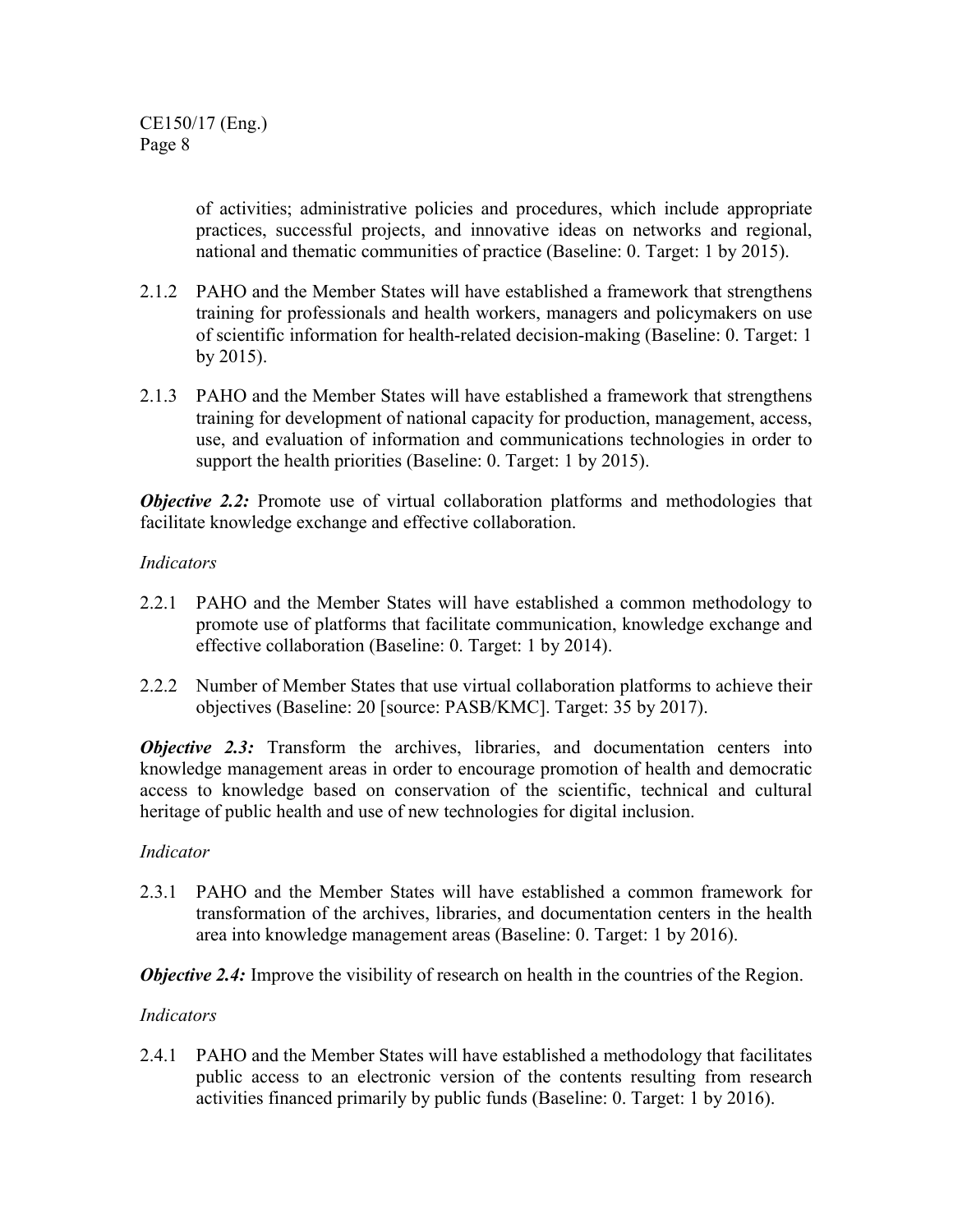of activities; administrative policies and procedures, which include appropriate practices, successful projects, and innovative ideas on networks and regional, national and thematic communities of practice (Baseline: 0. Target: 1 by 2015).

2.1.2 PAHO and the Member States will have established a framework that strengthens training for professionals and health workers, managers and policymakers on use of scientific information for health-related decision-making (Baseline: 0. Target: 1 by 2015).

2.1.3 PAHO and the Member States will have established a framework that strengthens training for development of national capacity for production, management, access, use, and evaluation of information and communications technologies in order to support the health priorities (Baseline: 0. Target: 1 by 2015).

***Objective 2.2:*** Promote use of virtual collaboration platforms and methodologies that facilitate knowledge exchange and effective collaboration.

*Indicators*

2.2.1 PAHO and the Member States will have established a common methodology to promote use of platforms that facilitate communication, knowledge exchange and effective collaboration (Baseline: 0. Target: 1 by 2014).

2.2.2 Number of Member States that use virtual collaboration platforms to achieve their objectives (Baseline: 20 [source: PASB/KMC]. Target: 35 by 2017).

***Objective 2.3:*** Transform the archives, libraries, and documentation centers into knowledge management areas in order to encourage promotion of health and democratic access to knowledge based on conservation of the scientific, technical and cultural heritage of public health and use of new technologies for digital inclusion.

*Indicator*

2.3.1 PAHO and the Member States will have established a common framework for transformation of the archives, libraries, and documentation centers in the health area into knowledge management areas (Baseline: 0. Target: 1 by 2016).

***Objective 2.4:*** Improve the visibility of research on health in the countries of the Region.

*Indicators*

2.4.1 PAHO and the Member States will have established a methodology that facilitates public access to an electronic version of the contents resulting from research activities financed primarily by public funds (Baseline: 0. Target: 1 by 2016).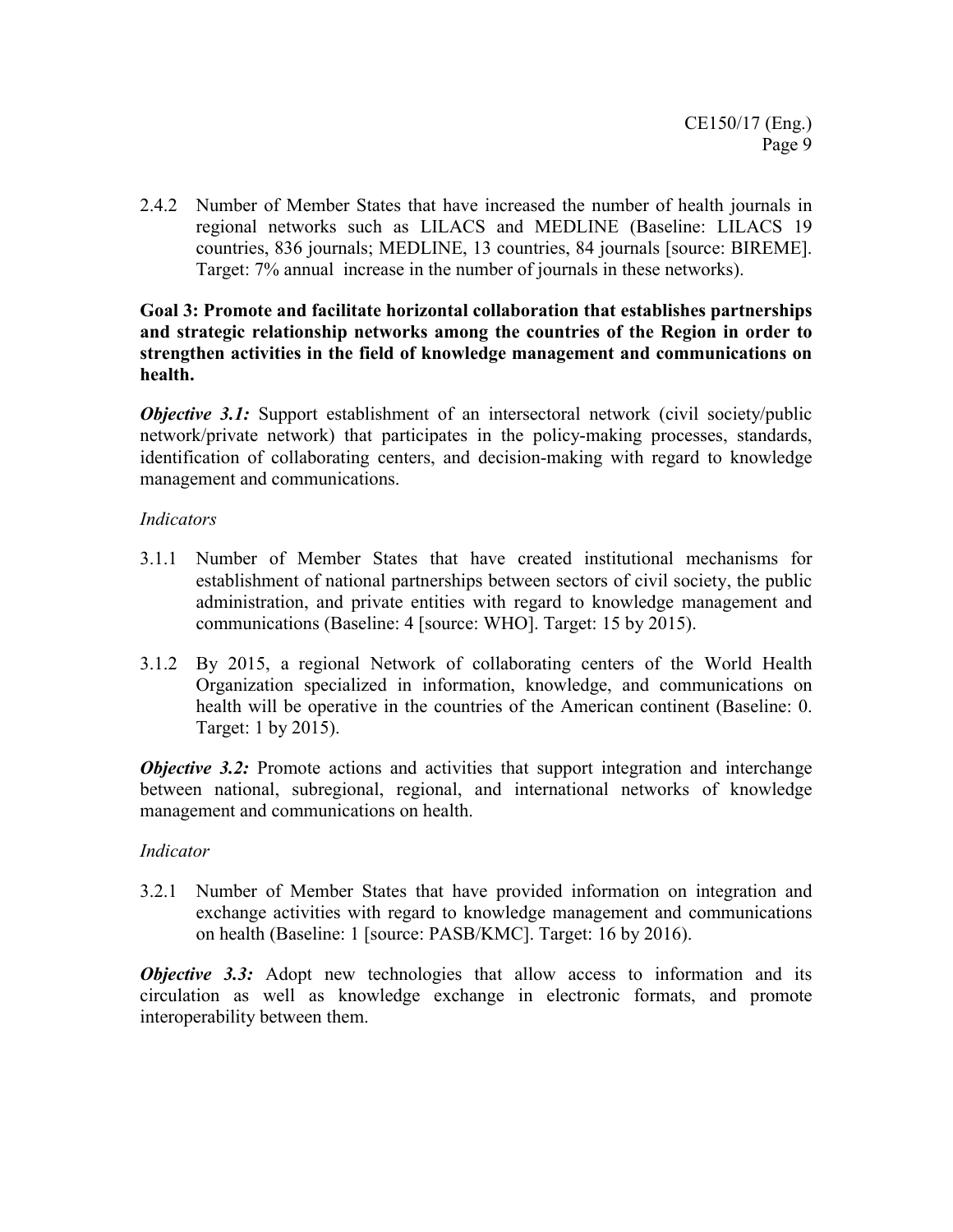2.4.2 Number of Member States that have increased the number of health journals in regional networks such as LILACS and MEDLINE (Baseline: LILACS 19 countries, 836 journals; MEDLINE, 13 countries, 84 journals [source: BIREME]. Target: 7% annual increase in the number of journals in these networks).

**Goal 3: Promote and facilitate horizontal collaboration that establishes partnerships and strategic relationship networks among the countries of the Region in order to strengthen activities in the field of knowledge management and communications on health.**

***Objective 3.1:*** Support establishment of an intersectoral network (civil society/public network/private network) that participates in the policy-making processes, standards, identification of collaborating centers, and decision-making with regard to knowledge management and communications.

*Indicators*

3.1.1 Number of Member States that have created institutional mechanisms for establishment of national partnerships between sectors of civil society, the public administration, and private entities with regard to knowledge management and communications (Baseline: 4 [source: WHO]. Target: 15 by 2015).

3.1.2 By 2015, a regional Network of collaborating centers of the World Health Organization specialized in information, knowledge, and communications on health will be operative in the countries of the American continent (Baseline: 0. Target: 1 by 2015).

***Objective 3.2:*** Promote actions and activities that support integration and interchange between national, subregional, regional, and international networks of knowledge management and communications on health.

*Indicator*

3.2.1 Number of Member States that have provided information on integration and exchange activities with regard to knowledge management and communications on health (Baseline: 1 [source: PASB/KMC]. Target: 16 by 2016).

***Objective 3.3:*** Adopt new technologies that allow access to information and its circulation as well as knowledge exchange in electronic formats, and promote interoperability between them.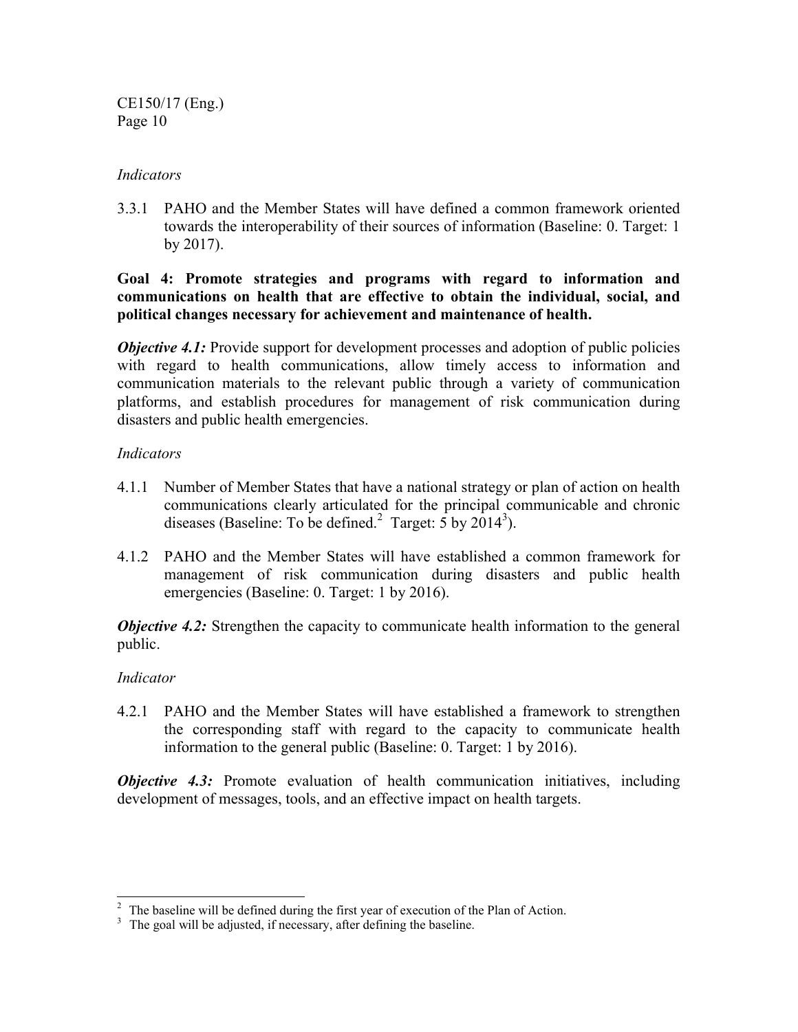*Indicators*

3.3.1 PAHO and the Member States will have defined a common framework oriented towards the interoperability of their sources of information (Baseline: 0. Target: 1 by 2017).

**Goal 4: Promote strategies and programs with regard to information and communications on health that are effective to obtain the individual, social, and political changes necessary for achievement and maintenance of health.**

***Objective 4.1:*** Provide support for development processes and adoption of public policies with regard to health communications, allow timely access to information and communication materials to the relevant public through a variety of communication platforms, and establish procedures for management of risk communication during disasters and public health emergencies.

*Indicators*

4.1.1 Number of Member States that have a national strategy or plan of action on health communications clearly articulated for the principal communicable and chronic diseases (Baseline: To be defined.[2] Target: 5 by 2014[3]).

4.1.2 PAHO and the Member States will have established a common framework for management of risk communication during disasters and public health emergencies (Baseline: 0. Target: 1 by 2016).

***Objective 4.2:*** Strengthen the capacity to communicate health information to the general public.

*Indicator*

4.2.1 PAHO and the Member States will have established a framework to strengthen the corresponding staff with regard to the capacity to communicate health information to the general public (Baseline: 0. Target: 1 by 2016).

***Objective 4.3:*** Promote evaluation of health communication initiatives, including development of messages, tools, and an effective impact on health targets.

---

[2] The baseline will be defined during the first year of execution of the Plan of Action.

[3] The goal will be adjusted, if necessary, after defining the baseline.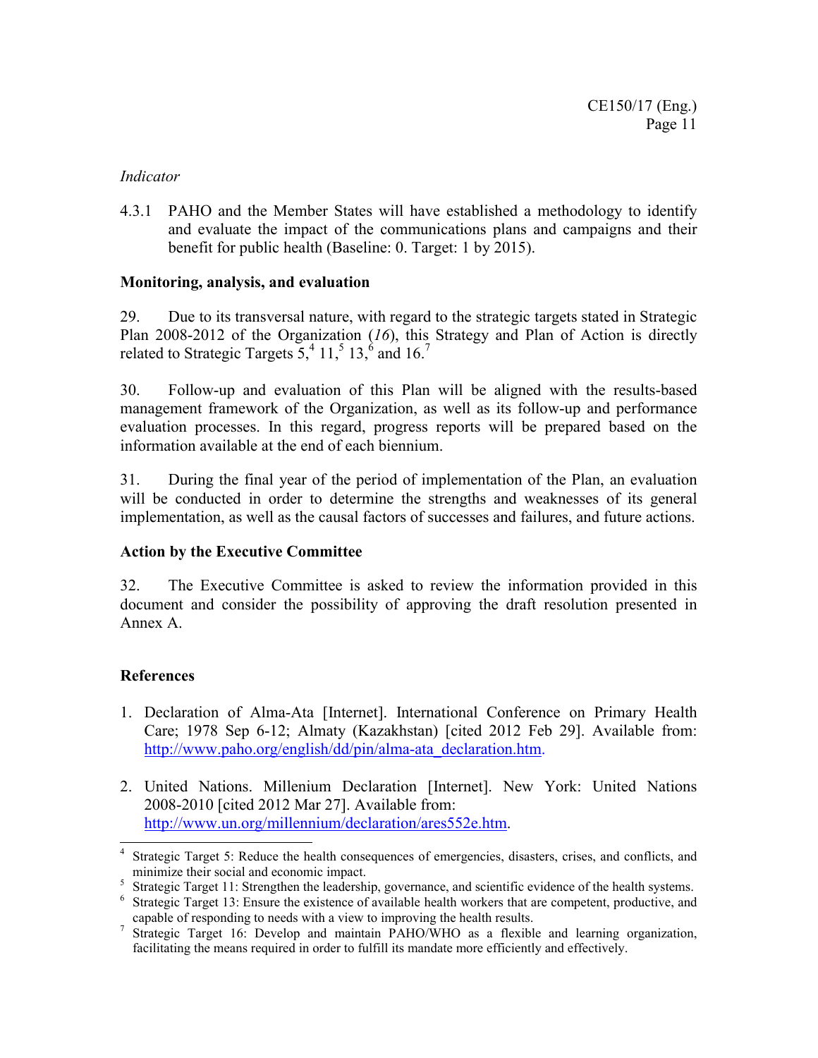*Indicator*

4.3.1 PAHO and the Member States will have established a methodology to identify and evaluate the impact of the communications plans and campaigns and their benefit for public health (Baseline: 0. Target: 1 by 2015).

**Monitoring, analysis, and evaluation**

29. Due to its transversal nature, with regard to the strategic targets stated in Strategic Plan 2008-2012 of the Organization (*16*), this Strategy and Plan of Action is directly related to Strategic Targets 5,[4] 11,[5] 13,[6] and 16.[7]

30. Follow-up and evaluation of this Plan will be aligned with the results-based management framework of the Organization, as well as its follow-up and performance evaluation processes. In this regard, progress reports will be prepared based on the information available at the end of each biennium.

31. During the final year of the period of implementation of the Plan, an evaluation will be conducted in order to determine the strengths and weaknesses of its general implementation, as well as the causal factors of successes and failures, and future actions.

**Action by the Executive Committee**

32. The Executive Committee is asked to review the information provided in this document and consider the possibility of approving the draft resolution presented in Annex A.

**References**

1. Declaration of Alma-Ata [Internet]. International Conference on Primary Health Care; 1978 Sep 6-12; Almaty (Kazakhstan) [cited 2012 Feb 29]. Available from: http://www.paho.org/english/dd/pin/alma-ata_declaration.htm.

2. United Nations. Millenium Declaration [Internet]. New York: United Nations 2008-2010 [cited 2012 Mar 27]. Available from: http://www.un.org/millennium/declaration/ares552e.htm.

---

[4] Strategic Target 5: Reduce the health consequences of emergencies, disasters, crises, and conflicts, and minimize their social and economic impact.

[5] Strategic Target 11: Strengthen the leadership, governance, and scientific evidence of the health systems.

[6] Strategic Target 13: Ensure the existence of available health workers that are competent, productive, and capable of responding to needs with a view to improving the health results.

[7] Strategic Target 16: Develop and maintain PAHO/WHO as a flexible and learning organization, facilitating the means required in order to fulfill its mandate more efficiently and effectively.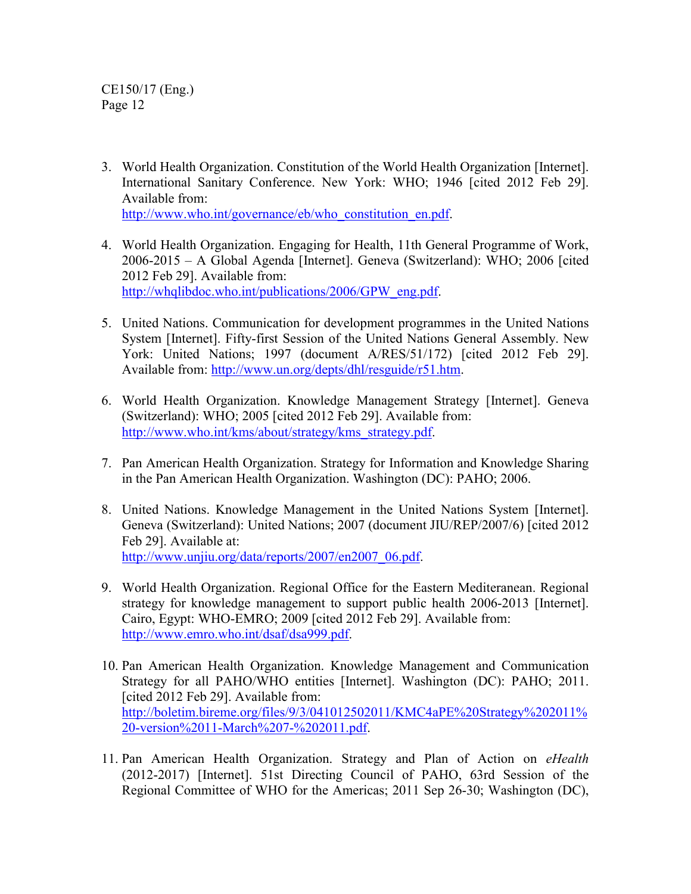3. World Health Organization. Constitution of the World Health Organization [Internet]. International Sanitary Conference. New York: WHO; 1946 [cited 2012 Feb 29]. Available from: http://www.who.int/governance/eb/who_constitution_en.pdf.

4. World Health Organization. Engaging for Health, 11th General Programme of Work, 2006-2015 – A Global Agenda [Internet]. Geneva (Switzerland): WHO; 2006 [cited 2012 Feb 29]. Available from: http://whqlibdoc.who.int/publications/2006/GPW_eng.pdf.

5. United Nations. Communication for development programmes in the United Nations System [Internet]. Fifty-first Session of the United Nations General Assembly. New York: United Nations; 1997 (document A/RES/51/172) [cited 2012 Feb 29]. Available from: http://www.un.org/depts/dhl/resguide/r51.htm.

6. World Health Organization. Knowledge Management Strategy [Internet]. Geneva (Switzerland): WHO; 2005 [cited 2012 Feb 29]. Available from: http://www.who.int/kms/about/strategy/kms_strategy.pdf.

7. Pan American Health Organization. Strategy for Information and Knowledge Sharing in the Pan American Health Organization. Washington (DC): PAHO; 2006.

8. United Nations. Knowledge Management in the United Nations System [Internet]. Geneva (Switzerland): United Nations; 2007 (document JIU/REP/2007/6) [cited 2012 Feb 29]. Available at: http://www.unjiu.org/data/reports/2007/en2007_06.pdf.

9. World Health Organization. Regional Office for the Eastern Mediteranean. Regional strategy for knowledge management to support public health 2006-2013 [Internet]. Cairo, Egypt: WHO-EMRO; 2009 [cited 2012 Feb 29]. Available from: http://www.emro.who.int/dsaf/dsa999.pdf.

10. Pan American Health Organization. Knowledge Management and Communication Strategy for all PAHO/WHO entities [Internet]. Washington (DC): PAHO; 2011. [cited 2012 Feb 29]. Available from: http://boletim.bireme.org/files/9/3/041012502011/KMC4aPE%20Strategy%202011%20-version%2011-March%207-%202011.pdf.

11. Pan American Health Organization. Strategy and Plan of Action on *eHealth* (2012-2017) [Internet]. 51st Directing Council of PAHO, 63rd Session of the Regional Committee of WHO for the Americas; 2011 Sep 26-30; Washington (DC),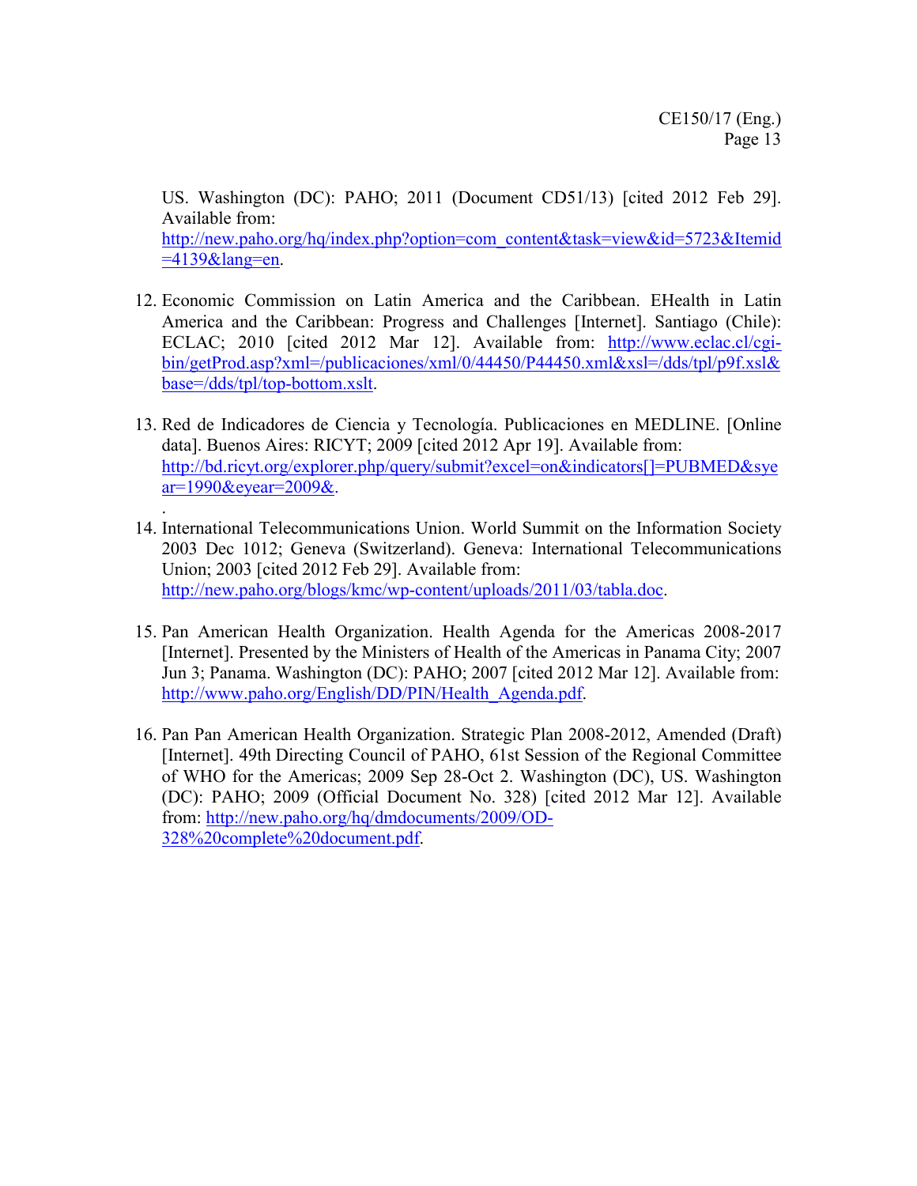US. Washington (DC): PAHO; 2011 (Document CD51/13) [cited 2012 Feb 29]. Available from: http://new.paho.org/hq/index.php?option=com_content&task=view&id=5723&Itemid=4139&lang=en.

12. Economic Commission on Latin America and the Caribbean. EHealth in Latin America and the Caribbean: Progress and Challenges [Internet]. Santiago (Chile): ECLAC; 2010 [cited 2012 Mar 12]. Available from: http://www.eclac.cl/cgi-bin/getProd.asp?xml=/publicaciones/xml/0/44450/P44450.xml&xsl=/dds/tpl/p9f.xsl&base=/dds/tpl/top-bottom.xslt.

13. Red de Indicadores de Ciencia y Tecnología. Publicaciones en MEDLINE. [Online data]. Buenos Aires: RICYT; 2009 [cited 2012 Apr 19]. Available from: http://bd.ricyt.org/explorer.php/query/submit?excel=on&indicators[]=PUBMED&syear=1990&eyear=2009&.
.
14. International Telecommunications Union. World Summit on the Information Society 2003 Dec 1012; Geneva (Switzerland). Geneva: International Telecommunications Union; 2003 [cited 2012 Feb 29]. Available from: http://new.paho.org/blogs/kmc/wp-content/uploads/2011/03/tabla.doc.

15. Pan American Health Organization. Health Agenda for the Americas 2008-2017 [Internet]. Presented by the Ministers of Health of the Americas in Panama City; 2007 Jun 3; Panama. Washington (DC): PAHO; 2007 [cited 2012 Mar 12]. Available from: http://www.paho.org/English/DD/PIN/Health_Agenda.pdf.

16. Pan Pan American Health Organization. Strategic Plan 2008-2012, Amended (Draft) [Internet]. 49th Directing Council of PAHO, 61st Session of the Regional Committee of WHO for the Americas; 2009 Sep 28-Oct 2. Washington (DC), US. Washington (DC): PAHO; 2009 (Official Document No. 328) [cited 2012 Mar 12]. Available from: http://new.paho.org/hq/dmdocuments/2009/OD-328%20complete%20document.pdf.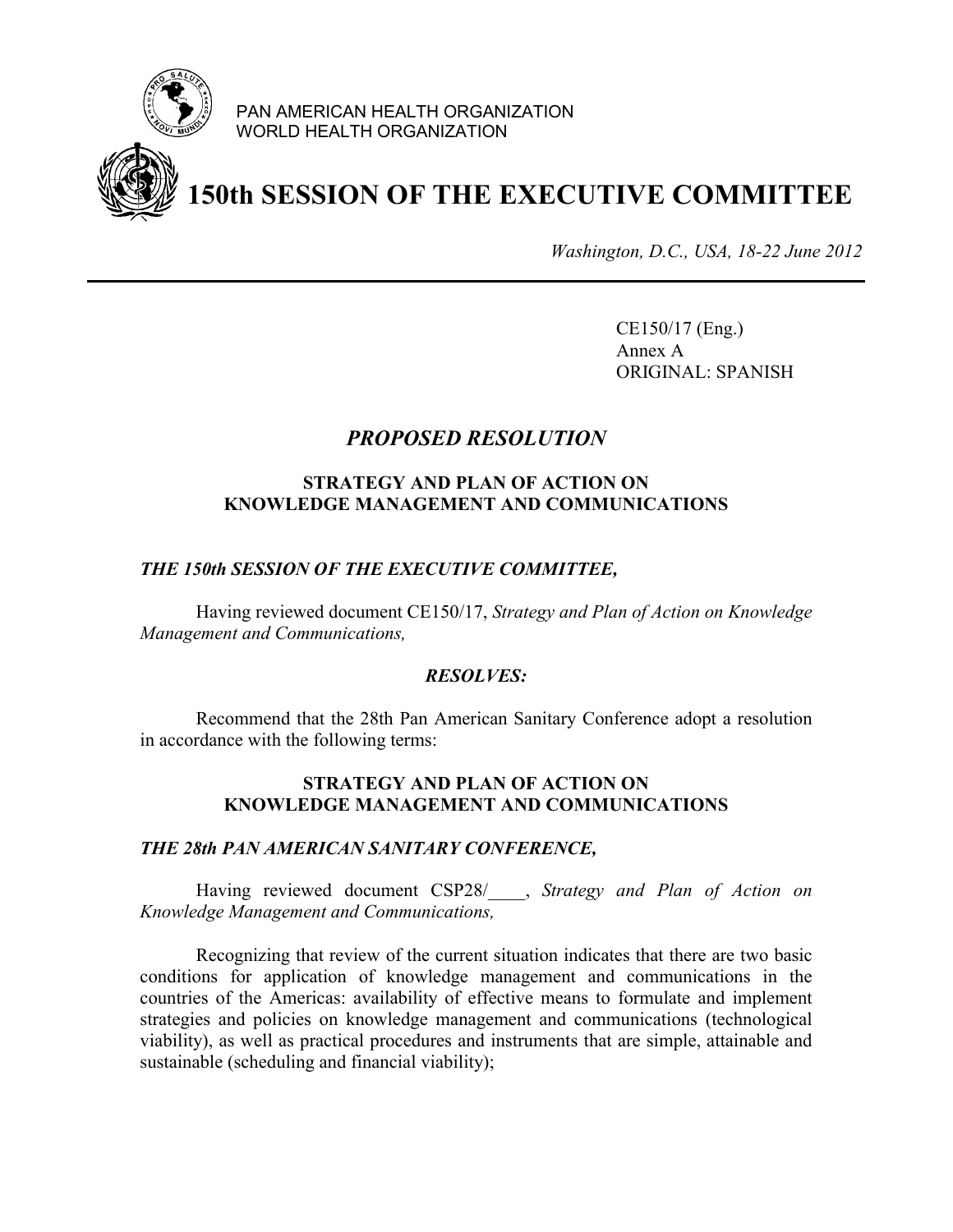PAN AMERICAN HEALTH ORGANIZATION
WORLD HEALTH ORGANIZATION

# 150th SESSION OF THE EXECUTIVE COMMITTEE

*Washington, D.C., USA, 18-22 June 2012*

CE150/17 (Eng.)
Annex A
ORIGINAL: SPANISH

## *PROPOSED RESOLUTION*

### STRATEGY AND PLAN OF ACTION ON KNOWLEDGE MANAGEMENT AND COMMUNICATIONS

***THE 150th SESSION OF THE EXECUTIVE COMMITTEE,***

Having reviewed document CE150/17, *Strategy and Plan of Action on Knowledge Management and Communications,*

***RESOLVES:***

Recommend that the 28th Pan American Sanitary Conference adopt a resolution in accordance with the following terms:

### STRATEGY AND PLAN OF ACTION ON KNOWLEDGE MANAGEMENT AND COMMUNICATIONS

***THE 28th PAN AMERICAN SANITARY CONFERENCE,***

Having reviewed document CSP28/____, *Strategy and Plan of Action on Knowledge Management and Communications,*

Recognizing that review of the current situation indicates that there are two basic conditions for application of knowledge management and communications in the countries of the Americas: availability of effective means to formulate and implement strategies and policies on knowledge management and communications (technological viability), as well as practical procedures and instruments that are simple, attainable and sustainable (scheduling and financial viability);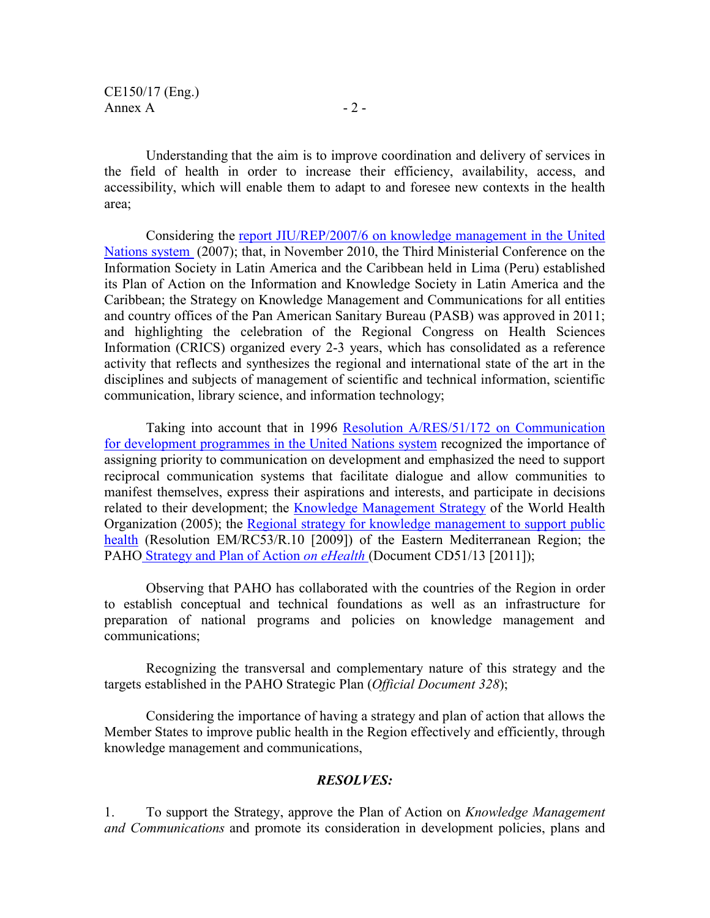Understanding that the aim is to improve coordination and delivery of services in the field of health in order to increase their efficiency, availability, access, and accessibility, which will enable them to adapt to and foresee new contexts in the health area;

Considering the report JIU/REP/2007/6 on knowledge management in the United Nations system (2007); that, in November 2010, the Third Ministerial Conference on the Information Society in Latin America and the Caribbean held in Lima (Peru) established its Plan of Action on the Information and Knowledge Society in Latin America and the Caribbean; the Strategy on Knowledge Management and Communications for all entities and country offices of the Pan American Sanitary Bureau (PASB) was approved in 2011; and highlighting the celebration of the Regional Congress on Health Sciences Information (CRICS) organized every 2-3 years, which has consolidated as a reference activity that reflects and synthesizes the regional and international state of the art in the disciplines and subjects of management of scientific and technical information, scientific communication, library science, and information technology;

Taking into account that in 1996 Resolution A/RES/51/172 on Communication for development programmes in the United Nations system recognized the importance of assigning priority to communication on development and emphasized the need to support reciprocal communication systems that facilitate dialogue and allow communities to manifest themselves, express their aspirations and interests, and participate in decisions related to their development; the Knowledge Management Strategy of the World Health Organization (2005); the Regional strategy for knowledge management to support public health (Resolution EM/RC53/R.10 [2009]) of the Eastern Mediterranean Region; the PAHO Strategy and Plan of Action *on eHealth* (Document CD51/13 [2011]);

Observing that PAHO has collaborated with the countries of the Region in order to establish conceptual and technical foundations as well as an infrastructure for preparation of national programs and policies on knowledge management and communications;

Recognizing the transversal and complementary nature of this strategy and the targets established in the PAHO Strategic Plan (*Official Document 328*);

Considering the importance of having a strategy and plan of action that allows the Member States to improve public health in the Region effectively and efficiently, through knowledge management and communications,

***RESOLVES:***

1. To support the Strategy, approve the Plan of Action on *Knowledge Management and Communications* and promote its consideration in development policies, plans and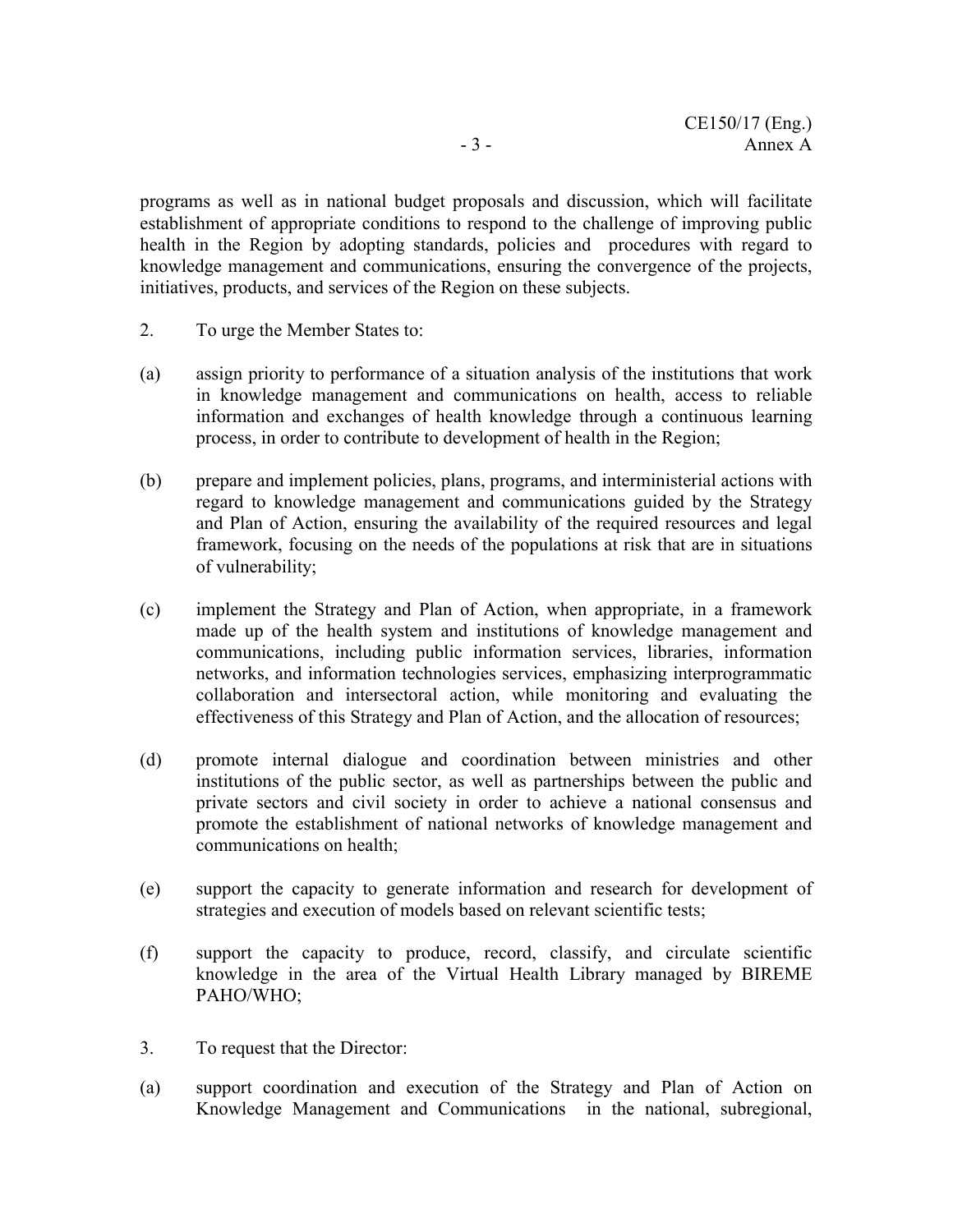programs as well as in national budget proposals and discussion, which will facilitate establishment of appropriate conditions to respond to the challenge of improving public health in the Region by adopting standards, policies and procedures with regard to knowledge management and communications, ensuring the convergence of the projects, initiatives, products, and services of the Region on these subjects.

2. To urge the Member States to:

(a) assign priority to performance of a situation analysis of the institutions that work in knowledge management and communications on health, access to reliable information and exchanges of health knowledge through a continuous learning process, in order to contribute to development of health in the Region;

(b) prepare and implement policies, plans, programs, and interministerial actions with regard to knowledge management and communications guided by the Strategy and Plan of Action, ensuring the availability of the required resources and legal framework, focusing on the needs of the populations at risk that are in situations of vulnerability;

(c) implement the Strategy and Plan of Action, when appropriate, in a framework made up of the health system and institutions of knowledge management and communications, including public information services, libraries, information networks, and information technologies services, emphasizing interprogrammatic collaboration and intersectoral action, while monitoring and evaluating the effectiveness of this Strategy and Plan of Action, and the allocation of resources;

(d) promote internal dialogue and coordination between ministries and other institutions of the public sector, as well as partnerships between the public and private sectors and civil society in order to achieve a national consensus and promote the establishment of national networks of knowledge management and communications on health;

(e) support the capacity to generate information and research for development of strategies and execution of models based on relevant scientific tests;

(f) support the capacity to produce, record, classify, and circulate scientific knowledge in the area of the Virtual Health Library managed by BIREME PAHO/WHO;

3. To request that the Director:

(a) support coordination and execution of the Strategy and Plan of Action on Knowledge Management and Communications in the national, subregional,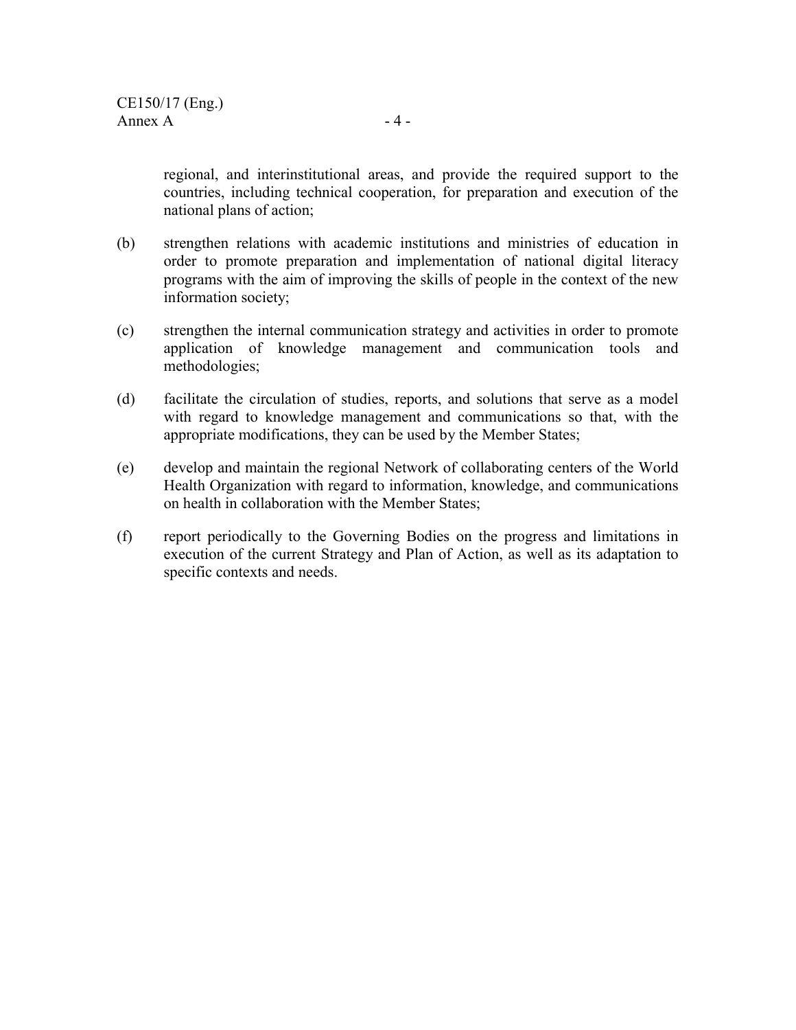regional, and interinstitutional areas, and provide the required support to the countries, including technical cooperation, for preparation and execution of the national plans of action;

(b) strengthen relations with academic institutions and ministries of education in order to promote preparation and implementation of national digital literacy programs with the aim of improving the skills of people in the context of the new information society;

(c) strengthen the internal communication strategy and activities in order to promote application of knowledge management and communication tools and methodologies;

(d) facilitate the circulation of studies, reports, and solutions that serve as a model with regard to knowledge management and communications so that, with the appropriate modifications, they can be used by the Member States;

(e) develop and maintain the regional Network of collaborating centers of the World Health Organization with regard to information, knowledge, and communications on health in collaboration with the Member States;

(f) report periodically to the Governing Bodies on the progress and limitations in execution of the current Strategy and Plan of Action, as well as its adaptation to specific contexts and needs.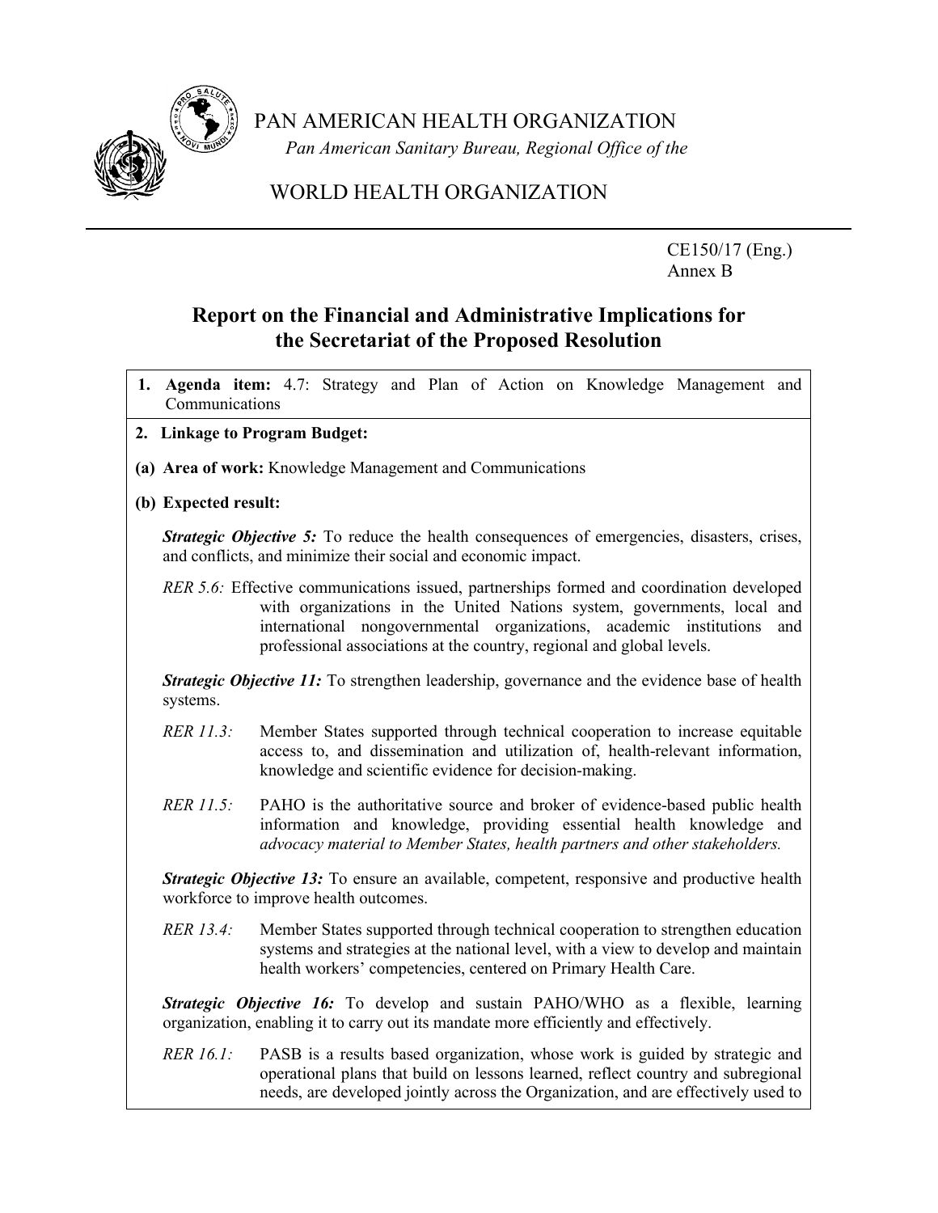PAN AMERICAN HEALTH ORGANIZATION

*Pan American Sanitary Bureau, Regional Office of the*

WORLD HEALTH ORGANIZATION

CE150/17 (Eng.)
Annex B

# Report on the Financial and Administrative Implications for the Secretariat of the Proposed Resolution

**1. Agenda item:** 4.7: Strategy and Plan of Action on Knowledge Management and Communications

**2. Linkage to Program Budget:**

**(a) Area of work:** Knowledge Management and Communications

**(b) Expected result:**

***Strategic Objective 5:*** To reduce the health consequences of emergencies, disasters, crises, and conflicts, and minimize their social and economic impact.

*RER 5.6:* Effective communications issued, partnerships formed and coordination developed with organizations in the United Nations system, governments, local and international nongovernmental organizations, academic institutions and professional associations at the country, regional and global levels.

***Strategic Objective 11:*** To strengthen leadership, governance and the evidence base of health systems.

*RER 11.3:* Member States supported through technical cooperation to increase equitable access to, and dissemination and utilization of, health-relevant information, knowledge and scientific evidence for decision-making.

*RER 11.5:* PAHO is the authoritative source and broker of evidence-based public health information and knowledge, providing essential health knowledge and *advocacy material to Member States, health partners and other stakeholders.*

***Strategic Objective 13:*** To ensure an available, competent, responsive and productive health workforce to improve health outcomes.

*RER 13.4:* Member States supported through technical cooperation to strengthen education systems and strategies at the national level, with a view to develop and maintain health workers' competencies, centered on Primary Health Care.

***Strategic Objective 16:*** To develop and sustain PAHO/WHO as a flexible, learning organization, enabling it to carry out its mandate more efficiently and effectively.

*RER 16.1:* PASB is a results based organization, whose work is guided by strategic and operational plans that build on lessons learned, reflect country and subregional needs, are developed jointly across the Organization, and are effectively used to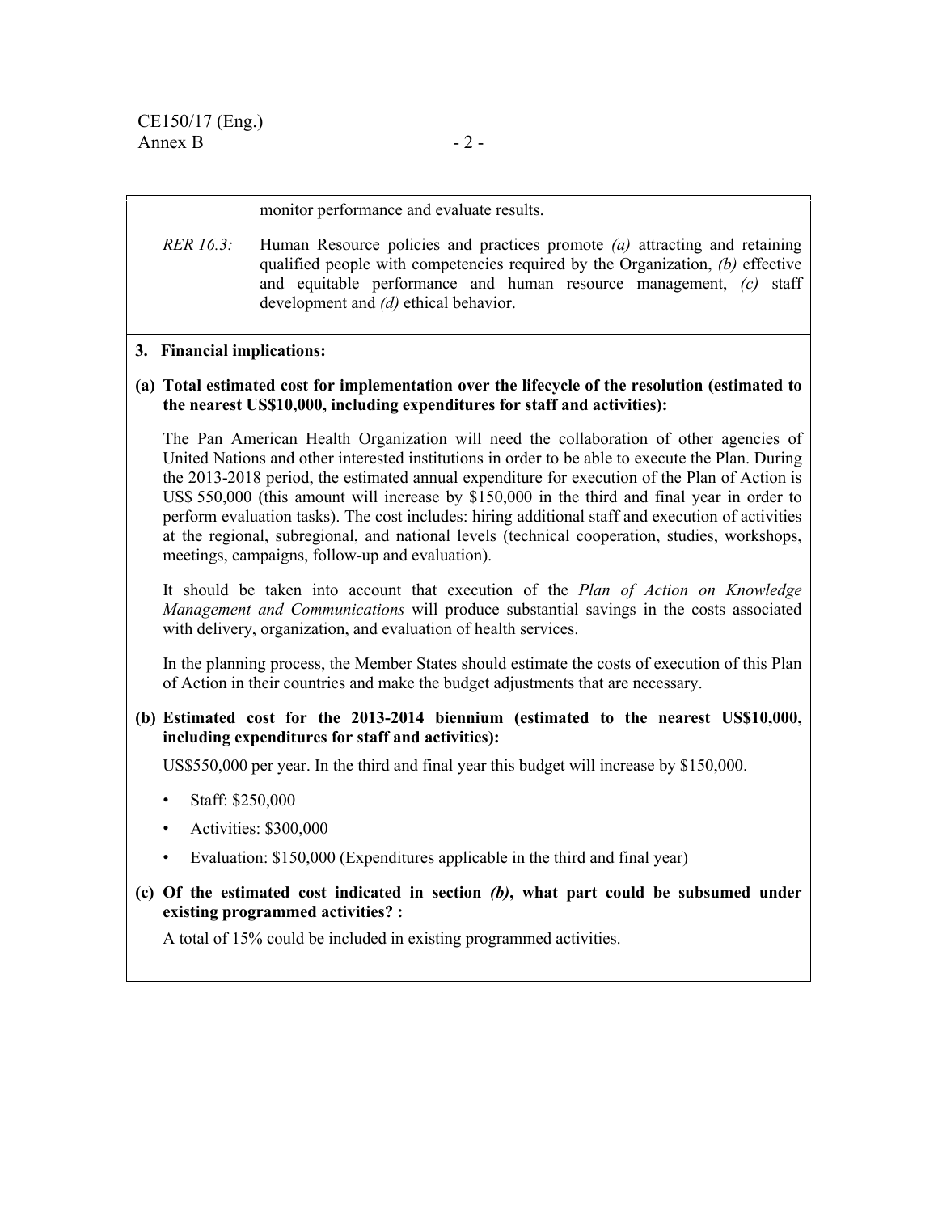monitor performance and evaluate results.

*RER 16.3:* Human Resource policies and practices promote *(a)* attracting and retaining qualified people with competencies required by the Organization, *(b)* effective and equitable performance and human resource management, *(c)* staff development and *(d)* ethical behavior.

**3. Financial implications:**

**(a) Total estimated cost for implementation over the lifecycle of the resolution (estimated to the nearest US$10,000, including expenditures for staff and activities):**

The Pan American Health Organization will need the collaboration of other agencies of United Nations and other interested institutions in order to be able to execute the Plan. During the 2013-2018 period, the estimated annual expenditure for execution of the Plan of Action is US$ 550,000 (this amount will increase by $150,000 in the third and final year in order to perform evaluation tasks). The cost includes: hiring additional staff and execution of activities at the regional, subregional, and national levels (technical cooperation, studies, workshops, meetings, campaigns, follow-up and evaluation).

It should be taken into account that execution of the *Plan of Action on Knowledge Management and Communications* will produce substantial savings in the costs associated with delivery, organization, and evaluation of health services.

In the planning process, the Member States should estimate the costs of execution of this Plan of Action in their countries and make the budget adjustments that are necessary.

**(b) Estimated cost for the 2013-2014 biennium (estimated to the nearest US$10,000, including expenditures for staff and activities):**

US$550,000 per year. In the third and final year this budget will increase by $150,000.

- Staff: $250,000
- Activities: $300,000
- Evaluation: $150,000 (Expenditures applicable in the third and final year)

**(c) Of the estimated cost indicated in section *(b)*, what part could be subsumed under existing programmed activities? :**

A total of 15% could be included in existing programmed activities.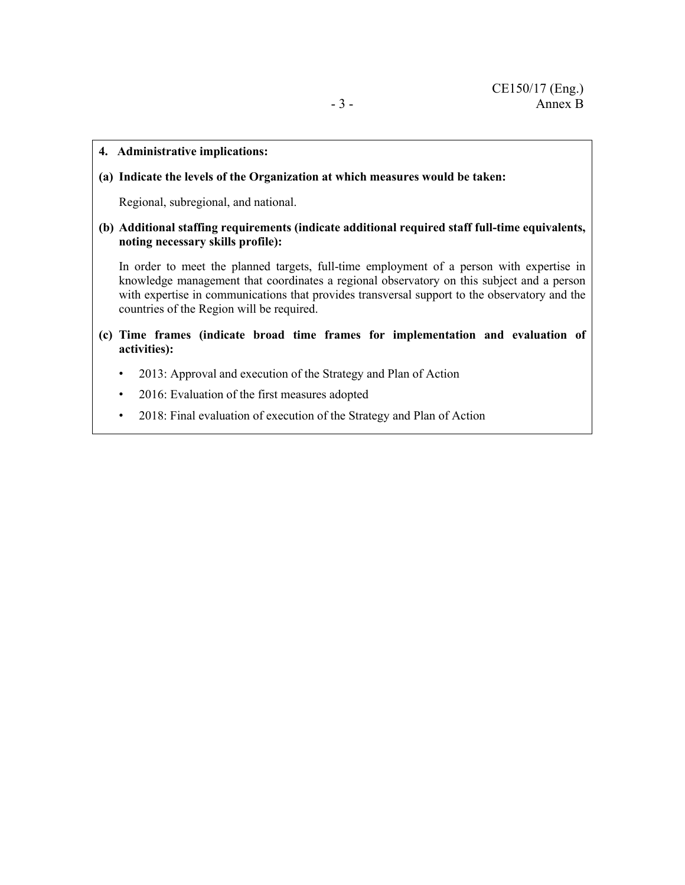**4. Administrative implications:**

**(a) Indicate the levels of the Organization at which measures would be taken:**

Regional, subregional, and national.

**(b) Additional staffing requirements (indicate additional required staff full-time equivalents, noting necessary skills profile):**

In order to meet the planned targets, full-time employment of a person with expertise in knowledge management that coordinates a regional observatory on this subject and a person with expertise in communications that provides transversal support to the observatory and the countries of the Region will be required.

**(c) Time frames (indicate broad time frames for implementation and evaluation of activities):**

- 2013: Approval and execution of the Strategy and Plan of Action
- 2016: Evaluation of the first measures adopted
- 2018: Final evaluation of execution of the Strategy and Plan of Action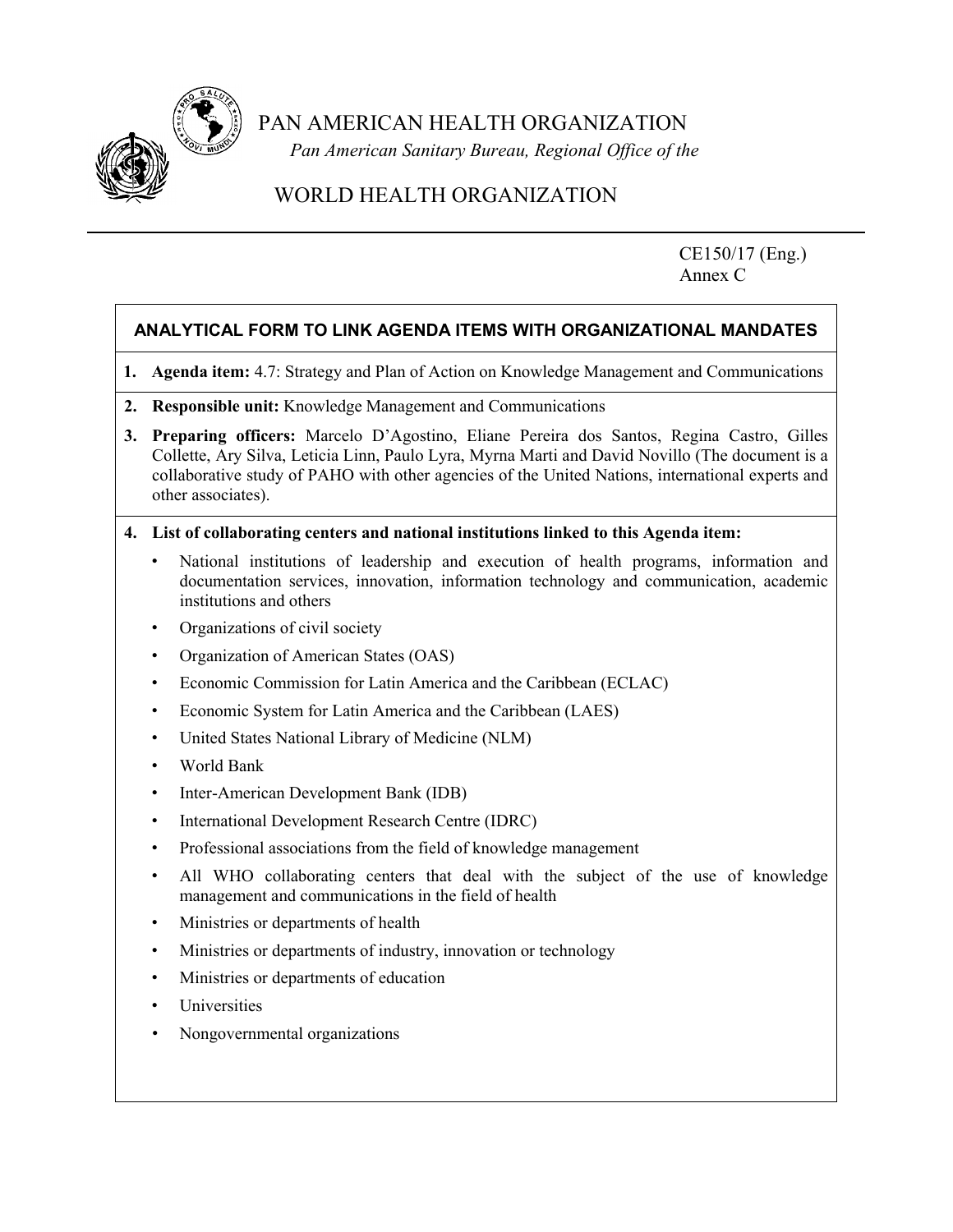# PAN AMERICAN HEALTH ORGANIZATION

*Pan American Sanitary Bureau, Regional Office of the*

# WORLD HEALTH ORGANIZATION

CE150/17 (Eng.)
Annex C

## ANALYTICAL FORM TO LINK AGENDA ITEMS WITH ORGANIZATIONAL MANDATES

1. **Agenda item:** 4.7: Strategy and Plan of Action on Knowledge Management and Communications
2. **Responsible unit:** Knowledge Management and Communications
3. **Preparing officers:** Marcelo D'Agostino, Eliane Pereira dos Santos, Regina Castro, Gilles Collette, Ary Silva, Leticia Linn, Paulo Lyra, Myrna Marti and David Novillo (The document is a collaborative study of PAHO with other agencies of the United Nations, international experts and other associates).
4. **List of collaborating centers and national institutions linked to this Agenda item:**
   - National institutions of leadership and execution of health programs, information and documentation services, innovation, information technology and communication, academic institutions and others
   - Organizations of civil society
   - Organization of American States (OAS)
   - Economic Commission for Latin America and the Caribbean (ECLAC)
   - Economic System for Latin America and the Caribbean (LAES)
   - United States National Library of Medicine (NLM)
   - World Bank
   - Inter-American Development Bank (IDB)
   - International Development Research Centre (IDRC)
   - Professional associations from the field of knowledge management
   - All WHO collaborating centers that deal with the subject of the use of knowledge management and communications in the field of health
   - Ministries or departments of health
   - Ministries or departments of industry, innovation or technology
   - Ministries or departments of education
   - Universities
   - Nongovernmental organizations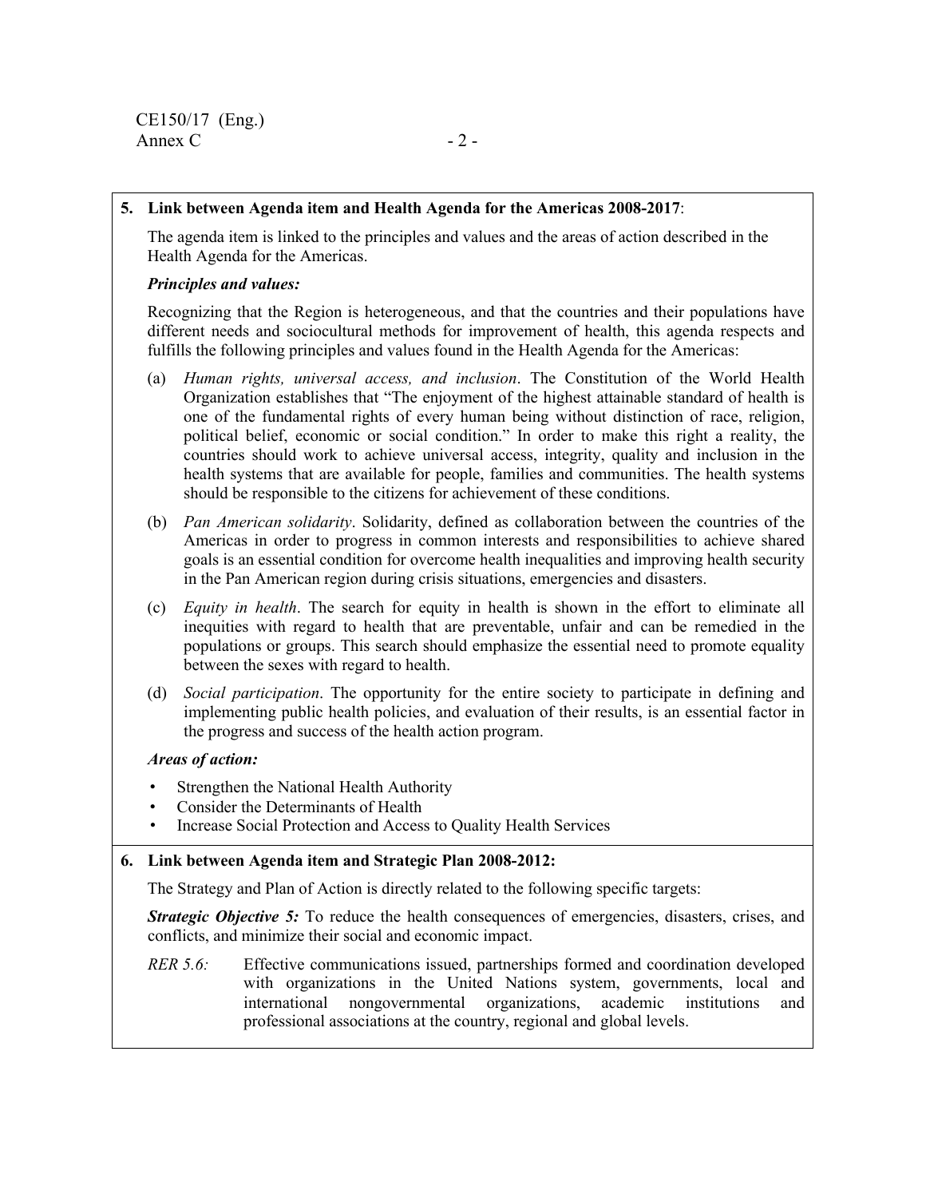**5. Link between Agenda item and Health Agenda for the Americas 2008-2017**:

The agenda item is linked to the principles and values and the areas of action described in the Health Agenda for the Americas.

***Principles and values:***

Recognizing that the Region is heterogeneous, and that the countries and their populations have different needs and sociocultural methods for improvement of health, this agenda respects and fulfills the following principles and values found in the Health Agenda for the Americas:

(a) *Human rights, universal access, and inclusion*. The Constitution of the World Health Organization establishes that "The enjoyment of the highest attainable standard of health is one of the fundamental rights of every human being without distinction of race, religion, political belief, economic or social condition." In order to make this right a reality, the countries should work to achieve universal access, integrity, quality and inclusion in the health systems that are available for people, families and communities. The health systems should be responsible to the citizens for achievement of these conditions.

(b) *Pan American solidarity*. Solidarity, defined as collaboration between the countries of the Americas in order to progress in common interests and responsibilities to achieve shared goals is an essential condition for overcome health inequalities and improving health security in the Pan American region during crisis situations, emergencies and disasters.

(c) *Equity in health*. The search for equity in health is shown in the effort to eliminate all inequities with regard to health that are preventable, unfair and can be remedied in the populations or groups. This search should emphasize the essential need to promote equality between the sexes with regard to health.

(d) *Social participation*. The opportunity for the entire society to participate in defining and implementing public health policies, and evaluation of their results, is an essential factor in the progress and success of the health action program.

***Areas of action:***

- Strengthen the National Health Authority
- Consider the Determinants of Health
- Increase Social Protection and Access to Quality Health Services

**6. Link between Agenda item and Strategic Plan 2008-2012:**

The Strategy and Plan of Action is directly related to the following specific targets:

***Strategic Objective 5:*** To reduce the health consequences of emergencies, disasters, crises, and conflicts, and minimize their social and economic impact.

*RER 5.6:* Effective communications issued, partnerships formed and coordination developed with organizations in the United Nations system, governments, local and international nongovernmental organizations, academic institutions and professional associations at the country, regional and global levels.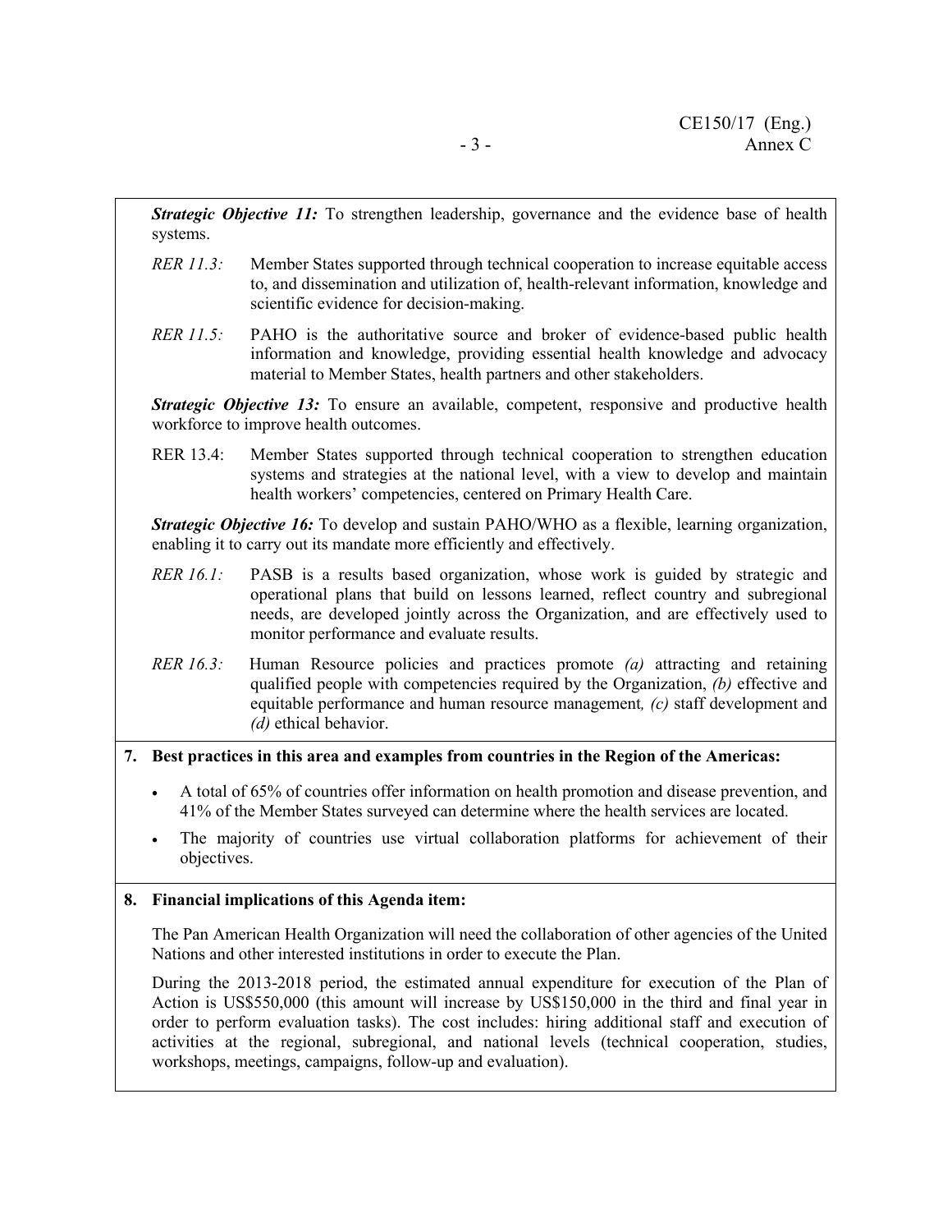***Strategic Objective 11:*** To strengthen leadership, governance and the evidence base of health systems.

*RER 11.3:* Member States supported through technical cooperation to increase equitable access to, and dissemination and utilization of, health-relevant information, knowledge and scientific evidence for decision-making.

*RER 11.5:* PAHO is the authoritative source and broker of evidence-based public health information and knowledge, providing essential health knowledge and advocacy material to Member States, health partners and other stakeholders.

***Strategic Objective 13:*** To ensure an available, competent, responsive and productive health workforce to improve health outcomes.

RER 13.4: Member States supported through technical cooperation to strengthen education systems and strategies at the national level, with a view to develop and maintain health workers' competencies, centered on Primary Health Care.

***Strategic Objective 16:*** To develop and sustain PAHO/WHO as a flexible, learning organization, enabling it to carry out its mandate more efficiently and effectively.

*RER 16.1:* PASB is a results based organization, whose work is guided by strategic and operational plans that build on lessons learned, reflect country and subregional needs, are developed jointly across the Organization, and are effectively used to monitor performance and evaluate results.

*RER 16.3:* Human Resource policies and practices promote *(a)* attracting and retaining qualified people with competencies required by the Organization, *(b)* effective and equitable performance and human resource management*, (c)* staff development and *(d)* ethical behavior.

**7. Best practices in this area and examples from countries in the Region of the Americas:**

- A total of 65% of countries offer information on health promotion and disease prevention, and 41% of the Member States surveyed can determine where the health services are located.
- The majority of countries use virtual collaboration platforms for achievement of their objectives.

**8. Financial implications of this Agenda item:**

The Pan American Health Organization will need the collaboration of other agencies of the United Nations and other interested institutions in order to execute the Plan.

During the 2013-2018 period, the estimated annual expenditure for execution of the Plan of Action is US$550,000 (this amount will increase by US$150,000 in the third and final year in order to perform evaluation tasks). The cost includes: hiring additional staff and execution of activities at the regional, subregional, and national levels (technical cooperation, studies, workshops, meetings, campaigns, follow-up and evaluation).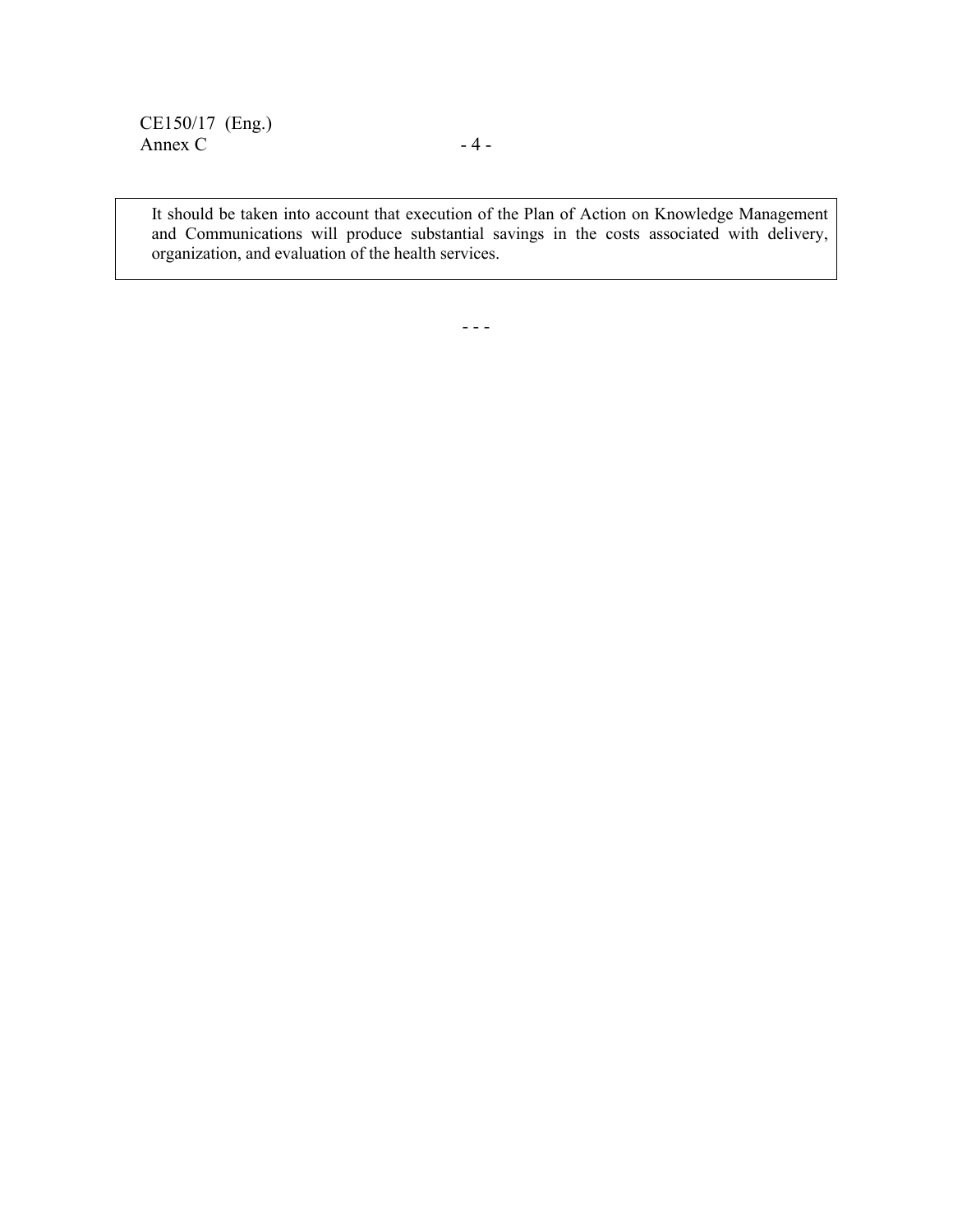It should be taken into account that execution of the Plan of Action on Knowledge Management and Communications will produce substantial savings in the costs associated with delivery, organization, and evaluation of the health services.

- - -